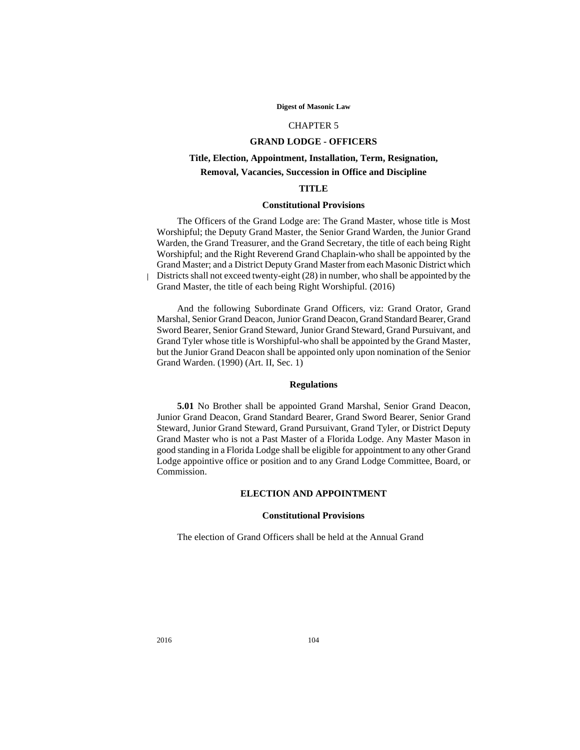# CHAPTER 5

## GRAND LODGE - OFFICERS

### Title, Election, Appointment, Installation, Term, Resignation, Removal, Vacancies, Succession in Office and Discipline

### TITLE

#### Constitutional Provisions

The Officers of the Grand Lodge are: The Grand Master, whose title is Most Worshipful; the Deputy Grand Master, the Senior Grand Warden, the Junior Grand Warden, the Grand Treasurer, and the Grand Secretary, the title of each being Right Worshipful; and the Right Reverend Grand Chaplain-who shall be appointed by the Grand Master; and a District Deputy Grand Master from each Masonic District which Districts shall not exceed twenty-eight (28) in number, who shall be appointed by the Grand Master, the title of each being Right Worshipful. (2016)

And the following Subordinate Grand Officers, viz: Grand Orator, Grand Marshal, Senior Grand Deacon, Junior Grand Deacon, Grand Standard Bearer, Grand Sword Bearer, Senior Grand Steward, Junior Grand Steward, Grand Pursuivant, and Grand Tyler whose title is Worshipful-who shall be appointed by the Grand Master, but the Junior Grand Deacon shall be appointed only upon nomination of the Senior Grand Warden. (1990) (Art. II, Sec. 1)

#### Regulations

**5.01** No Brother shall be appointed Grand Marshal, Senior Grand Deacon, Junior Grand Deacon, Grand Standard Bearer, Grand Sword Bearer, Senior Grand Steward, Junior Grand Steward, Grand Pursuivant, Grand Tyler, or District Deputy Grand Master who is not a Past Master of a Florida Lodge. Any Master Mason in good standing in a Florida Lodge shall be eligible for appointment to any other Grand Lodge appointive office or position and to any Grand Lodge Committee, Board, or Commission.

### ELECTION AND APPOINTMENT

#### Constitutional Provisions

The election of Grand Officers shall be held at the Annual Grand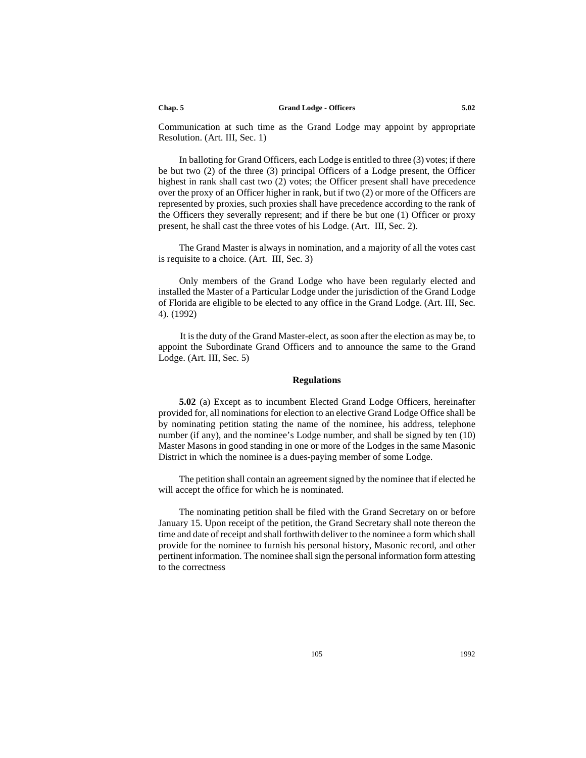Communication at such time as the Grand Lodge may appoint by appropriate Resolution. (Art. III, Sec. 1)

In balloting for Grand Officers, each Lodge is entitled to three (3) votes; if there be but two (2) of the three (3) principal Officers of a Lodge present, the Officer highest in rank shall cast two (2) votes; the Officer present shall have precedence over the proxy of an Officer higher in rank, but if two (2) or more of the Officers are represented by proxies, such proxies shall have precedence according to the rank of the Officers they severally represent; and if there be but one (1) Officer or proxy present, he shall cast the three votes of his Lodge. (Art. III, Sec. 2).

The Grand Master is always in nomination, and a majority of all the votes cast is requisite to a choice. (Art. III, Sec. 3)

Only members of the Grand Lodge who have been regularly elected and installed the Master of a Particular Lodge under the jurisdiction of the Grand Lodge of Florida are eligible to be elected to any office in the Grand Lodge. (Art. III, Sec. 4). (1992)

It is the duty of the Grand Master-elect, as soon after the election as may be, to appoint the Subordinate Grand Officers and to announce the same to the Grand Lodge. (Art. III, Sec. 5)

### Regulations

**5.02** (a) Except as to incumbent Elected Grand Lodge Officers, hereinafter provided for, all nominations for election to an elective Grand Lodge Office shall be by nominating petition stating the name of the nominee, his address, telephone number (if any), and the nominee's Lodge number, and shall be signed by ten (10) Master Masons in good standing in one or more of the Lodges in the same Masonic District in which the nominee is a dues-paying member of some Lodge.

The petition shall contain an agreement signed by the nominee that if elected he will accept the office for which he is nominated.

The nominating petition shall be filed with the Grand Secretary on or before January 15. Upon receipt of the petition, the Grand Secretary shall note thereon the time and date of receipt and shall forthwith deliver to the nominee a form which shall provide for the nominee to furnish his personal history, Masonic record, and other pertinent information. The nominee shall sign the personal information form attesting to the correctness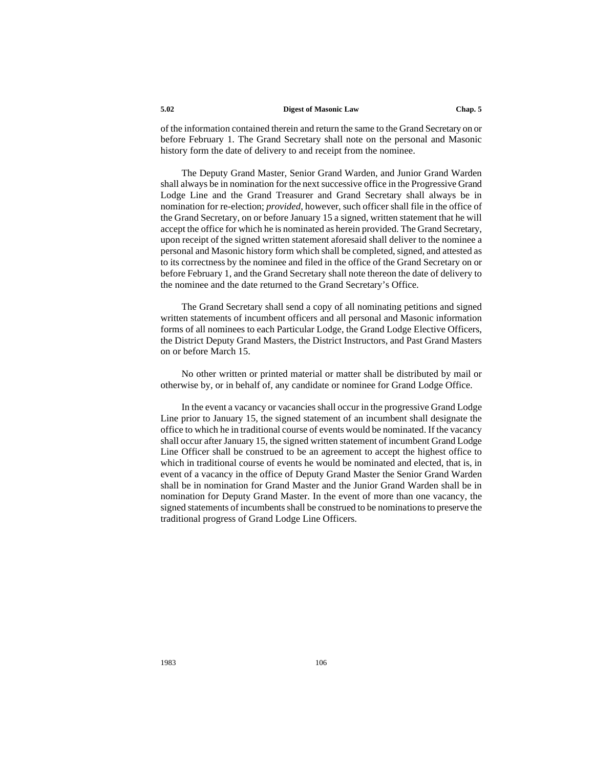of the information contained therein and return the same to the Grand Secretary on or before February 1. The Grand Secretary shall note on the personal and Masonic history form the date of delivery to and receipt from the nominee.

The Deputy Grand Master, Senior Grand Warden, and Junior Grand Warden shall always be in nomination for the next successive office in the Progressive Grand Lodge Line and the Grand Treasurer and Grand Secretary shall always be in nomination for re-election; *provided,* however, such officer shall file in the office of the Grand Secretary, on or before January 15 a signed, written statement that he will accept the office for which he is nominated as herein provided. The Grand Secretary, upon receipt of the signed written statement aforesaid shall deliver to the nominee a personal and Masonic history form which shall be completed, signed, and attested as to its correctness by the nominee and filed in the office of the Grand Secretary on or before February 1, and the Grand Secretary shall note thereon the date of delivery to the nominee and the date returned to the Grand Secretary's Office.

The Grand Secretary shall send a copy of all nominating petitions and signed written statements of incumbent officers and all personal and Masonic information forms of all nominees to each Particular Lodge, the Grand Lodge Elective Officers, the District Deputy Grand Masters, the District Instructors, and Past Grand Masters on or before March 15.

No other written or printed material or matter shall be distributed by mail or otherwise by, or in behalf of, any candidate or nominee for Grand Lodge Office.

In the event a vacancy or vacancies shall occur in the progressive Grand Lodge Line prior to January 15, the signed statement of an incumbent shall designate the office to which he in traditional course of events would be nominated. If the vacancy shall occur after January 15, the signed written statement of incumbent Grand Lodge Line Officer shall be construed to be an agreement to accept the highest office to which in traditional course of events he would be nominated and elected, that is, in event of a vacancy in the office of Deputy Grand Master the Senior Grand Warden shall be in nomination for Grand Master and the Junior Grand Warden shall be in nomination for Deputy Grand Master. In the event of more than one vacancy, the signed statements of incumbents shall be construed to be nominations to preserve the traditional progress of Grand Lodge Line Officers.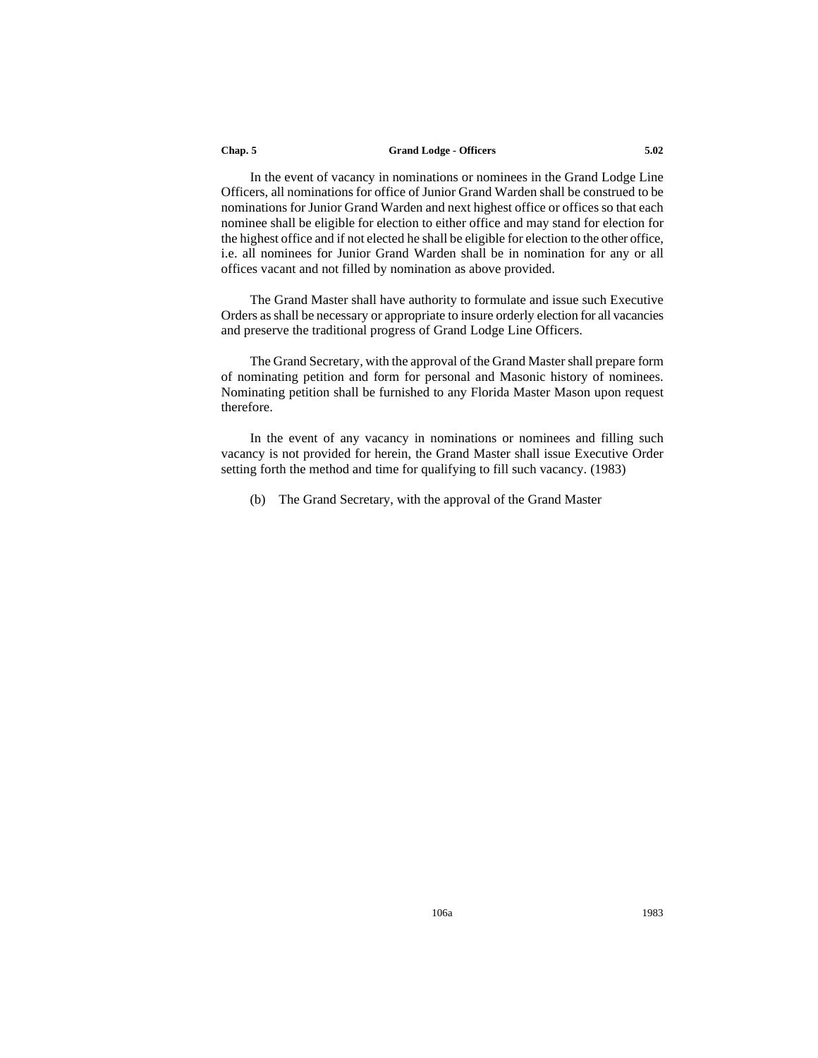In the event of vacancy in nominations or nominees in the Grand Lodge Line Officers, all nominations for office of Junior Grand Warden shall be construed to be nominations for Junior Grand Warden and next highest office or offices so that each nominee shall be eligible for election to either office and may stand for election for the highest office and if not elected he shall be eligible for election to the other office, i.e. all nominees for Junior Grand Warden shall be in nomination for any or all offices vacant and not filled by nomination as above provided.

The Grand Master shall have authority to formulate and issue such Executive Orders as shall be necessary or appropriate to insure orderly election for all vacancies and preserve the traditional progress of Grand Lodge Line Officers.

The Grand Secretary, with the approval of the Grand Master shall prepare form of nominating petition and form for personal and Masonic history of nominees. Nominating petition shall be furnished to any Florida Master Mason upon request therefore.

In the event of any vacancy in nominations or nominees and filling such vacancy is not provided for herein, the Grand Master shall issue Executive Order setting forth the method and time for qualifying to fill such vacancy. (1983)

(b) The Grand Secretary, with the approval of the Grand Master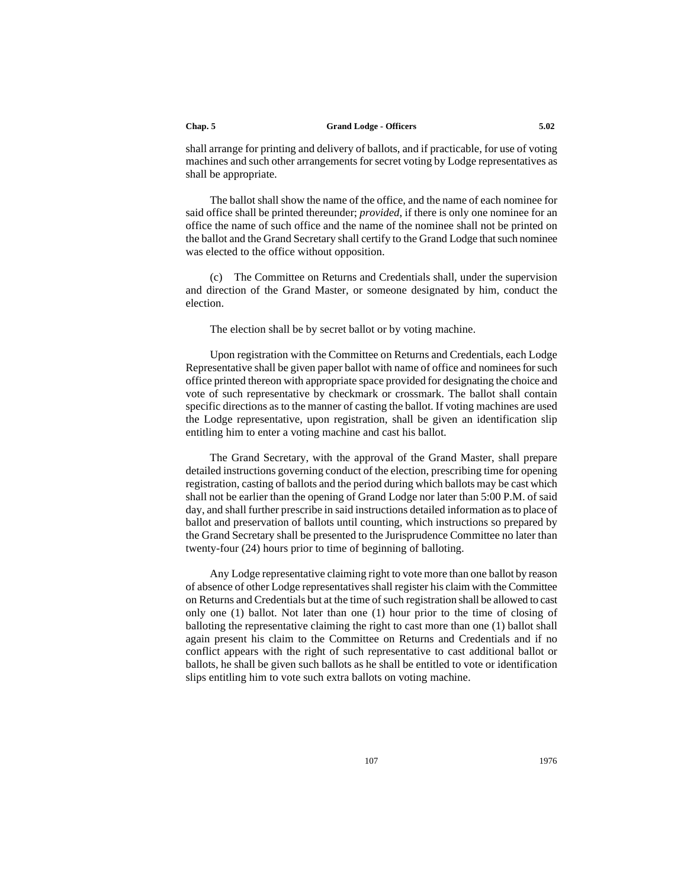shall arrange for printing and delivery of ballots, and if practicable, for use of voting machines and such other arrangements for secret voting by Lodge representatives as shall be appropriate.

The ballot shall show the name of the office, and the name of each nominee for said office shall be printed thereunder; *provided*, if there is only one nominee for an office the name of such office and the name of the nominee shall not be printed on the ballot and the Grand Secretary shall certify to the Grand Lodge that such nominee was elected to the office without opposition.

(c) The Committee on Returns and Credentials shall, under the supervision and direction of the Grand Master, or someone designated by him, conduct the election.

The election shall be by secret ballot or by voting machine.

Upon registration with the Committee on Returns and Credentials, each Lodge Representative shall be given paper ballot with name of office and nominees for such office printed thereon with appropriate space provided for designating the choice and vote of such representative by checkmark or crossmark. The ballot shall contain specific directions as to the manner of casting the ballot. If voting machines are used the Lodge representative, upon registration, shall be given an identification slip entitling him to enter a voting machine and cast his ballot.

The Grand Secretary, with the approval of the Grand Master, shall prepare detailed instructions governing conduct of the election, prescribing time for opening registration, casting of ballots and the period during which ballots may be cast which shall not be earlier than the opening of Grand Lodge nor later than 5:00 P.M. of said day, and shall further prescribe in said instructions detailed information as to place of ballot and preservation of ballots until counting, which instructions so prepared by the Grand Secretary shall be presented to the Jurisprudence Committee no later than twenty-four (24) hours prior to time of beginning of balloting.

Any Lodge representative claiming right to vote more than one ballot by reason of absence of other Lodge representatives shall register his claim with the Committee on Returns and Credentials but at the time of such registration shall be allowed to cast only one (1) ballot. Not later than one (1) hour prior to the time of closing of balloting the representative claiming the right to cast more than one (1) ballot shall again present his claim to the Committee on Returns and Credentials and if no conflict appears with the right of such representative to cast additional ballot or ballots, he shall be given such ballots as he shall be entitled to vote or identification slips entitling him to vote such extra ballots on voting machine.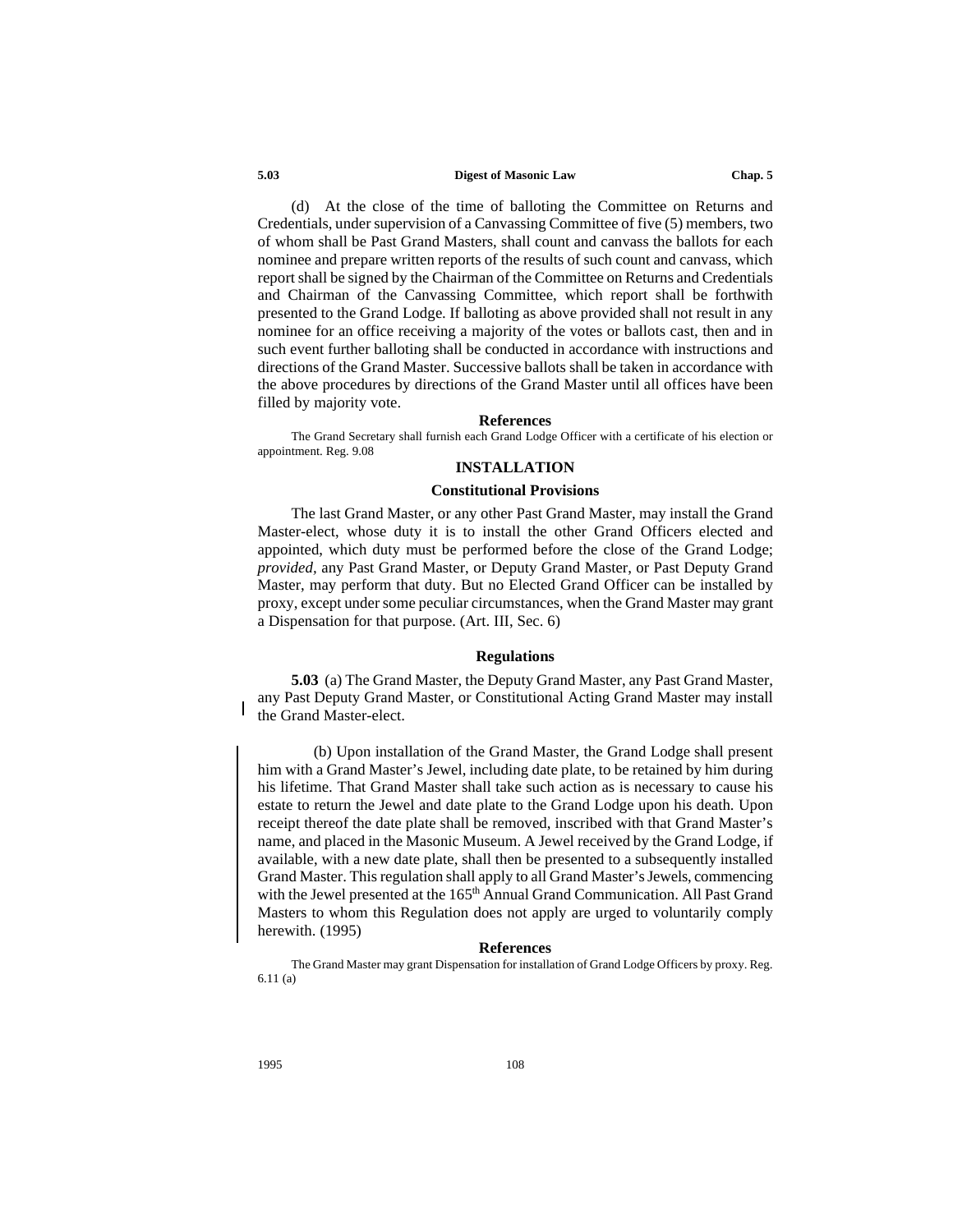(d) At the close of the time of balloting the Committee on Returns and Credentials, under supervision of a Canvassing Committee of five (5) members, two of whom shall be Past Grand Masters, shall count and canvass the ballots for each nominee and prepare written reports of the results of such count and canvass, which report shall be signed by the Chairman of the Committee on Returns and Credentials and Chairman of the Canvassing Committee, which report shall be forthwith presented to the Grand Lodge. If balloting as above provided shall not result in any nominee for an office receiving a majority of the votes or ballots cast, then and in such event further balloting shall be conducted in accordance with instructions and directions of the Grand Master. Successive ballots shall be taken in accordance with the above procedures by directions of the Grand Master until all offices have been filled by majority vote.

#### References

The Grand Secretary shall furnish each Grand Lodge Officer with a certificate of his election or appointment. Reg. 9.08

## INSTALLATION

### Constitutional Provisions

The last Grand Master, or any other Past Grand Master, may install the Grand Master-elect, whose duty it is to install the other Grand Officers elected and appointed, which duty must be performed before the close of the Grand Lodge; *provided*, any Past Grand Master, or Deputy Grand Master, or Past Deputy Grand Master, may perform that duty. But no Elected Grand Officer can be installed by proxy, except under some peculiar circumstances, when the Grand Master may grant a Dispensation for that purpose. (Art. III, Sec. 6)

### Regulations

**5.03** (a) The Grand Master, the Deputy Grand Master, any Past Grand Master, any Past Deputy Grand Master, or Constitutional Acting Grand Master may install the Grand Master-elect.

(b) Upon installation of the Grand Master, the Grand Lodge shall present him with a Grand Master's Jewel, including date plate, to be retained by him during his lifetime. That Grand Master shall take such action as is necessary to cause his estate to return the Jewel and date plate to the Grand Lodge upon his death. Upon receipt thereof the date plate shall be removed, inscribed with that Grand Master's name, and placed in the Masonic Museum. A Jewel received by the Grand Lodge, if available, with a new date plate, shall then be presented to a subsequently installed Grand Master. This regulation shall apply to all Grand Master's Jewels, commencing with the Jewel presented at the 165th Annual Grand Communication. All Past Grand Masters to whom this Regulation does not apply are urged to voluntarily comply herewith. (1995)

#### References

The Grand Master may grant Dispensation for installation of Grand Lodge Officers by proxy. Reg. 6.11 (a)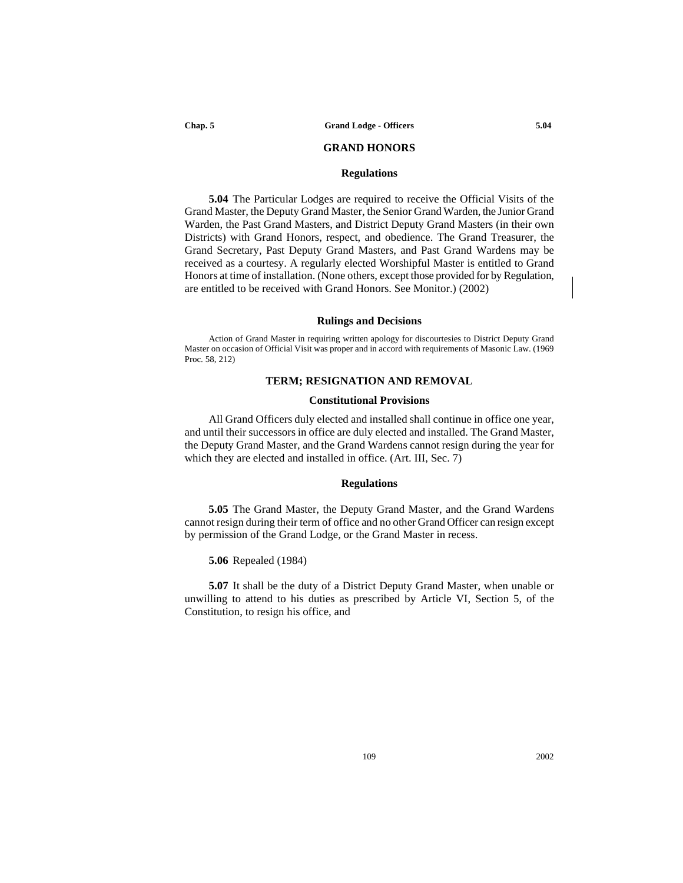## GRAND HONORS

### Regulations

**5.04** The Particular Lodges are required to receive the Official Visits of the Grand Master, the Deputy Grand Master, the Senior Grand Warden, the Junior Grand Warden, the Past Grand Masters, and District Deputy Grand Masters (in their own Districts) with Grand Honors, respect, and obedience. The Grand Treasurer, the Grand Secretary, Past Deputy Grand Masters, and Past Grand Wardens may be received as a courtesy. A regularly elected Worshipful Master is entitled to Grand Honors at time of installation. (None others, except those provided for by Regulation, are entitled to be received with Grand Honors. See Monitor.) (2002)

### Rulings and Decisions

Action of Grand Master in requiring written apology for discourtesies to District Deputy Grand Master on occasion of Official Visit was proper and in accord with requirements of Masonic Law. (1969 Proc. 58, 212)

## TERM; RESIGNATION AND REMOVAL

### Constitutional Provisions

All Grand Officers duly elected and installed shall continue in office one year, and until their successors in office are duly elected and installed. The Grand Master, the Deputy Grand Master, and the Grand Wardens cannot resign during the year for which they are elected and installed in office. (Art. III, Sec. 7)

### Regulations

**5.05** The Grand Master, the Deputy Grand Master, and the Grand Wardens cannot resign during their term of office and no other Grand Officer can resign except by permission of the Grand Lodge, or the Grand Master in recess.

**5.06** Repealed (1984)

**5.07** It shall be the duty of a District Deputy Grand Master, when unable or unwilling to attend to his duties as prescribed by Article VI, Section 5, of the Constitution, to resign his office, and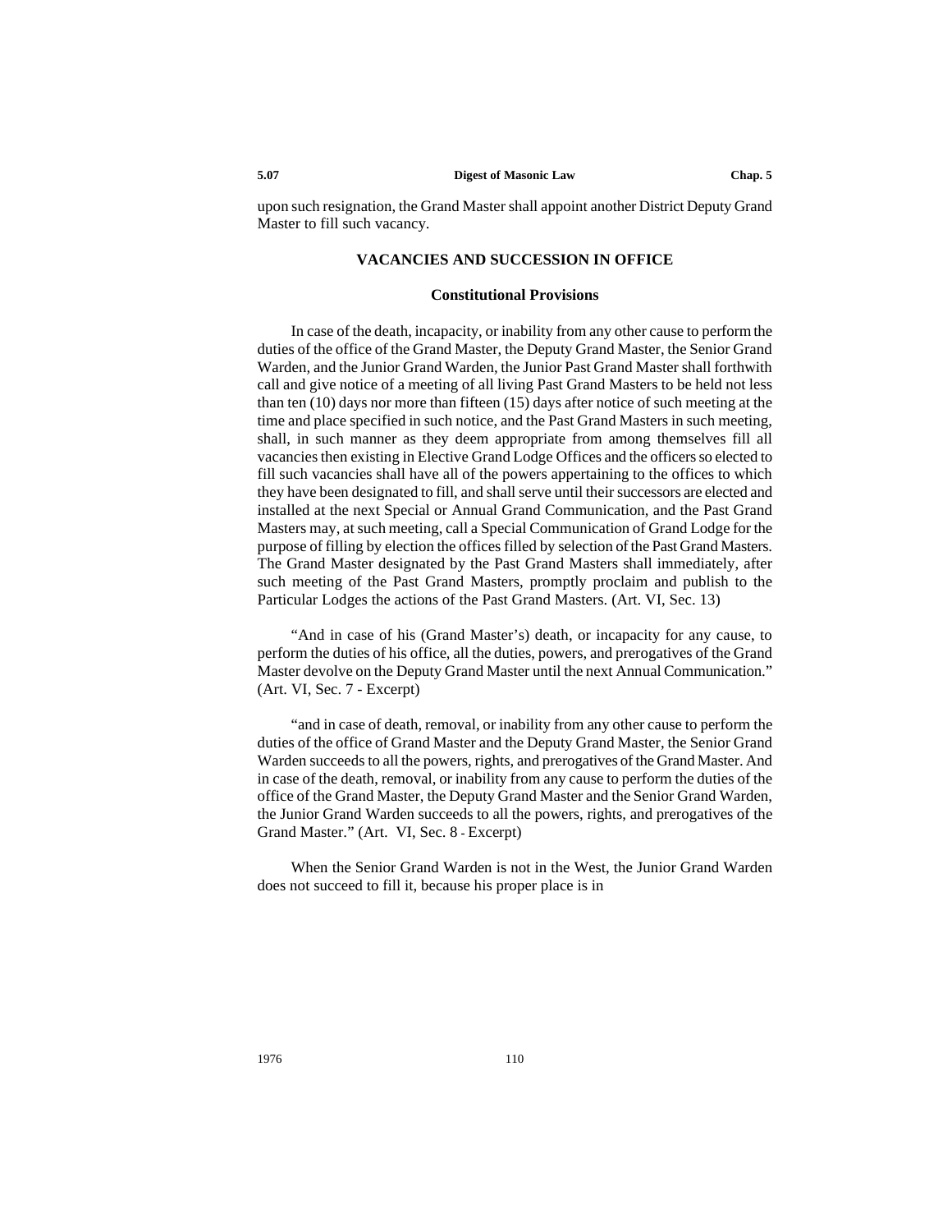upon such resignation, the Grand Master shall appoint another District Deputy Grand Master to fill such vacancy.

## VACANCIES AND SUCCESSION IN OFFICE

### Constitutional Provisions

In case of the death, incapacity, or inability from any other cause to perform the duties of the office of the Grand Master, the Deputy Grand Master, the Senior Grand Warden, and the Junior Grand Warden, the Junior Past Grand Master shall forthwith call and give notice of a meeting of all living Past Grand Masters to be held not less than ten (10) days nor more than fifteen (15) days after notice of such meeting at the time and place specified in such notice, and the Past Grand Masters in such meeting, shall, in such manner as they deem appropriate from among themselves fill all vacancies then existing in Elective Grand Lodge Offices and the officers so elected to fill such vacancies shall have all of the powers appertaining to the offices to which they have been designated to fill, and shall serve until their successors are elected and installed at the next Special or Annual Grand Communication, and the Past Grand Masters may, at such meeting, call a Special Communication of Grand Lodge for the purpose of filling by election the offices filled by selection of the Past Grand Masters. The Grand Master designated by the Past Grand Masters shall immediately, after such meeting of the Past Grand Masters, promptly proclaim and publish to the Particular Lodges the actions of the Past Grand Masters. (Art. VI, Sec. 13)

"And in case of his (Grand Master's) death, or incapacity for any cause, to perform the duties of his office, all the duties, powers, and prerogatives of the Grand Master devolve on the Deputy Grand Master until the next Annual Communication." (Art. VI, Sec. 7 - Excerpt)

"and in case of death, removal, or inability from any other cause to perform the duties of the office of Grand Master and the Deputy Grand Master, the Senior Grand Warden succeeds to all the powers, rights, and prerogatives of the Grand Master. And in case of the death, removal, or inability from any cause to perform the duties of the office of the Grand Master, the Deputy Grand Master and the Senior Grand Warden, the Junior Grand Warden succeeds to all the powers, rights, and prerogatives of the Grand Master." (Art. VI, Sec. 8 - Excerpt)

When the Senior Grand Warden is not in the West, the Junior Grand Warden does not succeed to fill it, because his proper place is in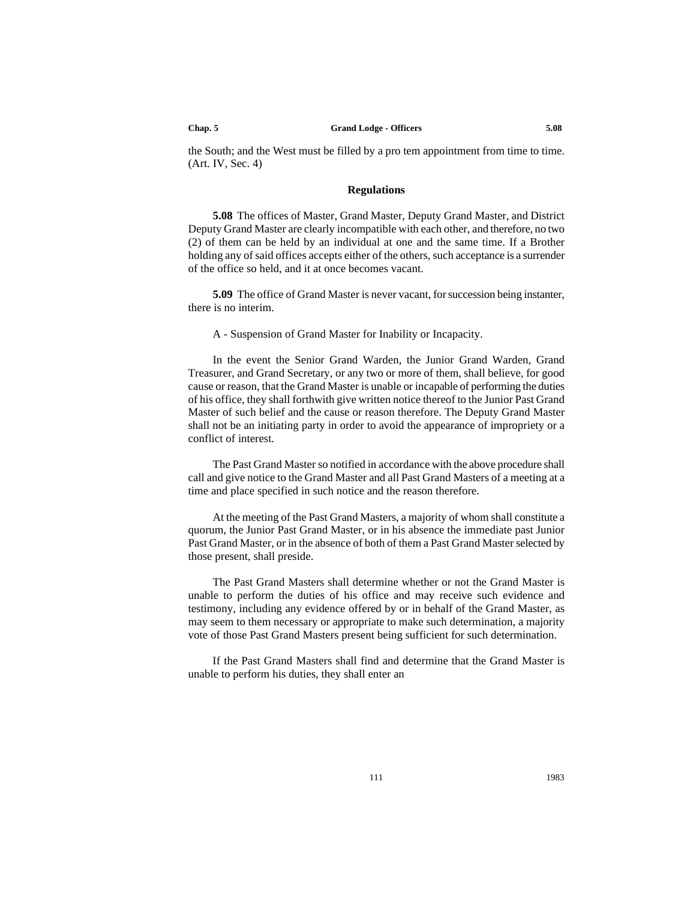the South; and the West must be filled by a pro tem appointment from time to time. (Art. IV, Sec. 4)

### Regulations

**5.08** The offices of Master, Grand Master, Deputy Grand Master, and District Deputy Grand Master are clearly incompatible with each other, and therefore, no two (2) of them can be held by an individual at one and the same time. If a Brother holding any of said offices accepts either of the others, such acceptance is a surrender of the office so held, and it at once becomes vacant.

**5.09** The office of Grand Master is never vacant, for succession being instanter, there is no interim.

A - Suspension of Grand Master for Inability or Incapacity.

In the event the Senior Grand Warden, the Junior Grand Warden, Grand Treasurer, and Grand Secretary, or any two or more of them, shall believe, for good cause or reason, that the Grand Master is unable or incapable of performing the duties of his office, they shall forthwith give written notice thereof to the Junior Past Grand Master of such belief and the cause or reason therefore. The Deputy Grand Master shall not be an initiating party in order to avoid the appearance of impropriety or a conflict of interest.

The Past Grand Master so notified in accordance with the above procedure shall call and give notice to the Grand Master and all Past Grand Masters of a meeting at a time and place specified in such notice and the reason therefore.

At the meeting of the Past Grand Masters, a majority of whom shall constitute a quorum, the Junior Past Grand Master, or in his absence the immediate past Junior Past Grand Master, or in the absence of both of them a Past Grand Master selected by those present, shall preside.

The Past Grand Masters shall determine whether or not the Grand Master is unable to perform the duties of his office and may receive such evidence and testimony, including any evidence offered by or in behalf of the Grand Master, as may seem to them necessary or appropriate to make such determination, a majority vote of those Past Grand Masters present being sufficient for such determination.

If the Past Grand Masters shall find and determine that the Grand Master is unable to perform his duties, they shall enter an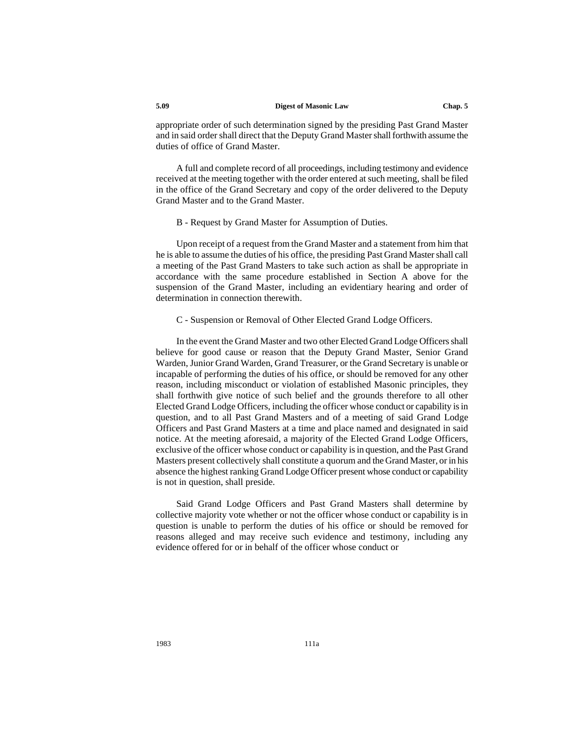appropriate order of such determination signed by the presiding Past Grand Master and in said order shall direct that the Deputy Grand Master shall forthwith assume the duties of office of Grand Master.

A full and complete record of all proceedings, including testimony and evidence received at the meeting together with the order entered at such meeting, shall be filed in the office of the Grand Secretary and copy of the order delivered to the Deputy Grand Master and to the Grand Master.

B - Request by Grand Master for Assumption of Duties.

Upon receipt of a request from the Grand Master and a statement from him that he is able to assume the duties of his office, the presiding Past Grand Master shall call a meeting of the Past Grand Masters to take such action as shall be appropriate in accordance with the same procedure established in Section A above for the suspension of the Grand Master, including an evidentiary hearing and order of determination in connection therewith.

C - Suspension or Removal of Other Elected Grand Lodge Officers.

In the event the Grand Master and two other Elected Grand Lodge Officers shall believe for good cause or reason that the Deputy Grand Master, Senior Grand Warden, Junior Grand Warden, Grand Treasurer, or the Grand Secretary is unable or incapable of performing the duties of his office, or should be removed for any other reason, including misconduct or violation of established Masonic principles, they shall forthwith give notice of such belief and the grounds therefore to all other Elected Grand Lodge Officers, including the officer whose conduct or capability is in question, and to all Past Grand Masters and of a meeting of said Grand Lodge Officers and Past Grand Masters at a time and place named and designated in said notice. At the meeting aforesaid, a majority of the Elected Grand Lodge Officers, exclusive of the officer whose conduct or capability is in question, and the Past Grand Masters present collectively shall constitute a quorum and the Grand Master, or in his absence the highest ranking Grand Lodge Officer present whose conduct or capability is not in question, shall preside.

Said Grand Lodge Officers and Past Grand Masters shall determine by collective majority vote whether or not the officer whose conduct or capability is in question is unable to perform the duties of his office or should be removed for reasons alleged and may receive such evidence and testimony, including any evidence offered for or in behalf of the officer whose conduct or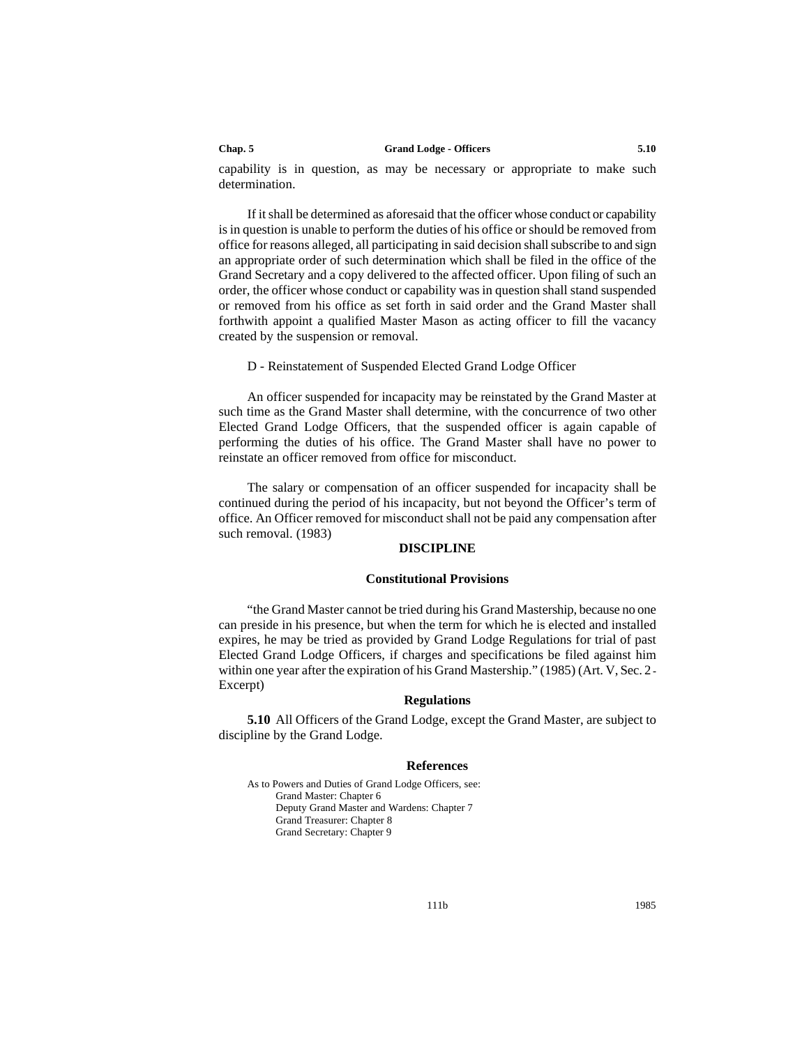capability is in question, as may be necessary or appropriate to make such determination.

If it shall be determined as aforesaid that the officer whose conduct or capability is in question is unable to perform the duties of his office or should be removed from office for reasons alleged, all participating in said decision shall subscribe to and sign an appropriate order of such determination which shall be filed in the office of the Grand Secretary and a copy delivered to the affected officer. Upon filing of such an order, the officer whose conduct or capability was in question shall stand suspended or removed from his office as set forth in said order and the Grand Master shall forthwith appoint a qualified Master Mason as acting officer to fill the vacancy created by the suspension or removal.

D - Reinstatement of Suspended Elected Grand Lodge Officer

An officer suspended for incapacity may be reinstated by the Grand Master at such time as the Grand Master shall determine, with the concurrence of two other Elected Grand Lodge Officers, that the suspended officer is again capable of performing the duties of his office. The Grand Master shall have no power to reinstate an officer removed from office for misconduct.

The salary or compensation of an officer suspended for incapacity shall be continued during the period of his incapacity, but not beyond the Officer's term of office. An Officer removed for misconduct shall not be paid any compensation after such removal. (1983)

## DISCIPLINE

### Constitutional Provisions

"the Grand Master cannot be tried during his Grand Mastership, because no one can preside in his presence, but when the term for which he is elected and installed expires, he may be tried as provided by Grand Lodge Regulations for trial of past Elected Grand Lodge Officers, if charges and specifications be filed against him within one year after the expiration of his Grand Mastership." (1985) (Art. V, Sec. 2 - Excerpt)

### Regulations

**5.10** All Officers of the Grand Lodge, except the Grand Master, are subject to discipline by the Grand Lodge.

### References

As to Powers and Duties of Grand Lodge Officers, see:
- Grand Master: Chapter 6
- Deputy Grand Master and Wardens: Chapter 7
- Grand Treasurer: Chapter 8
- Grand Secretary: Chapter 9